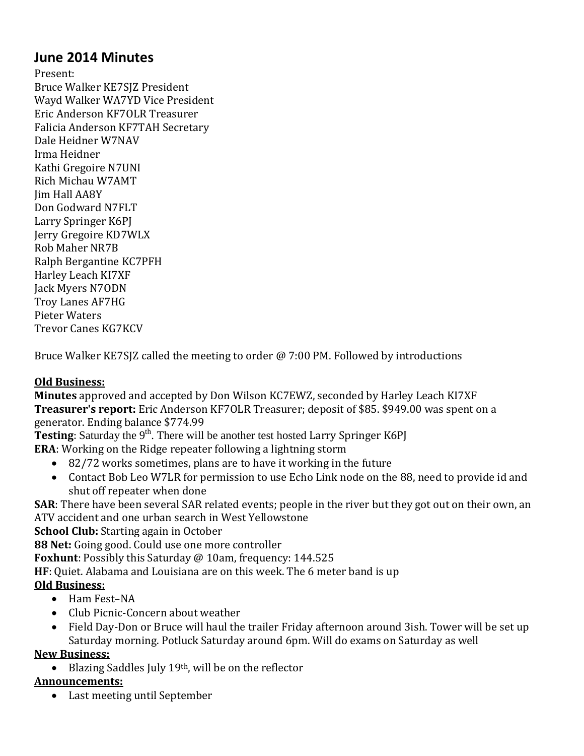# June 2014 Minutes

Present:
Bruce Walker KE7SJZ President
Wayd Walker WA7YD Vice President
Eric Anderson KF7OLR Treasurer
Falicia Anderson KF7TAH Secretary
Dale Heidner W7NAV
Irma Heidner
Kathi Gregoire N7UNI
Rich Michau W7AMT
Jim Hall AA8Y
Don Godward N7FLT
Larry Springer K6PJ
Jerry Gregoire KD7WLX
Rob Maher NR7B
Ralph Bergantine KC7PFH
Harley Leach KI7XF
Jack Myers N7ODN
Troy Lanes AF7HG
Pieter Waters
Trevor Canes KG7KCV

Bruce Walker KE7SJZ called the meeting to order @ 7:00 PM. Followed by introductions

**Old Business:**

**Minutes** approved and accepted by Don Wilson KC7EWZ, seconded by Harley Leach KI7XF
**Treasurer's report:** Eric Anderson KF7OLR Treasurer; deposit of $85. $949.00 was spent on a generator. Ending balance $774.99
**Testing**: Saturday the 9th. There will be another test hosted Larry Springer K6PJ
**ERA**: Working on the Ridge repeater following a lightning storm

- 82/72 works sometimes, plans are to have it working in the future
- Contact Bob Leo W7LR for permission to use Echo Link node on the 88, need to provide id and shut off repeater when done

**SAR**: There have been several SAR related events; people in the river but they got out on their own, an ATV accident and one urban search in West Yellowstone
**School Club:** Starting again in October
**88 Net:** Going good. Could use one more controller
**Foxhunt**: Possibly this Saturday @ 10am, frequency: 144.525
**HF**: Quiet. Alabama and Louisiana are on this week. The 6 meter band is up

**Old Business:**

- Ham Fest–NA
- Club Picnic-Concern about weather
- Field Day-Don or Bruce will haul the trailer Friday afternoon around 3ish. Tower will be set up Saturday morning. Potluck Saturday around 6pm. Will do exams on Saturday as well

**New Business:**

- Blazing Saddles July 19th, will be on the reflector

**Announcements:**

- Last meeting until September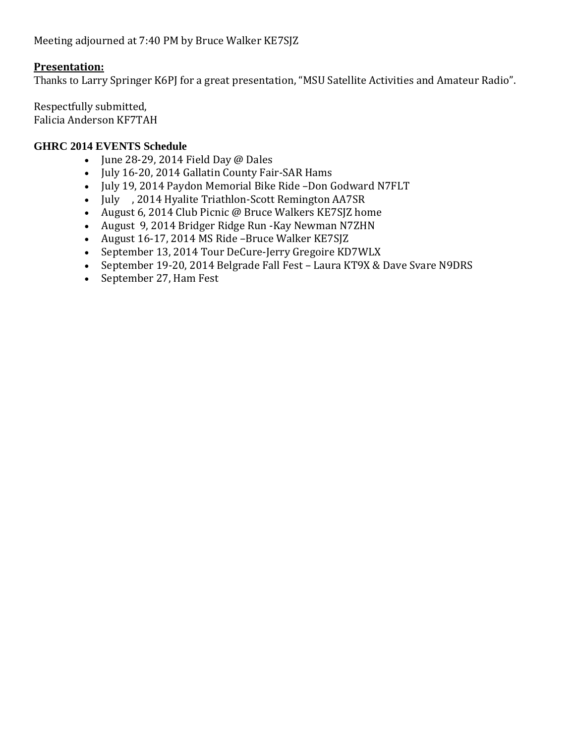Meeting adjourned at 7:40 PM by Bruce Walker KE7SJZ

**Presentation:**

Thanks to Larry Springer K6PJ for a great presentation, "MSU Satellite Activities and Amateur Radio".

Respectfully submitted,
Falicia Anderson KF7TAH

**GHRC 2014 EVENTS Schedule**

- June 28-29, 2014 Field Day @ Dales
- July 16-20, 2014 Gallatin County Fair-SAR Hams
- July 19, 2014 Paydon Memorial Bike Ride –Don Godward N7FLT
- July , 2014 Hyalite Triathlon-Scott Remington AA7SR
- August 6, 2014 Club Picnic @ Bruce Walkers KE7SJZ home
- August 9, 2014 Bridger Ridge Run -Kay Newman N7ZHN
- August 16-17, 2014 MS Ride –Bruce Walker KE7SJZ
- September 13, 2014 Tour DeCure-Jerry Gregoire KD7WLX
- September 19-20, 2014 Belgrade Fall Fest – Laura KT9X & Dave Svare N9DRS
- September 27, Ham Fest